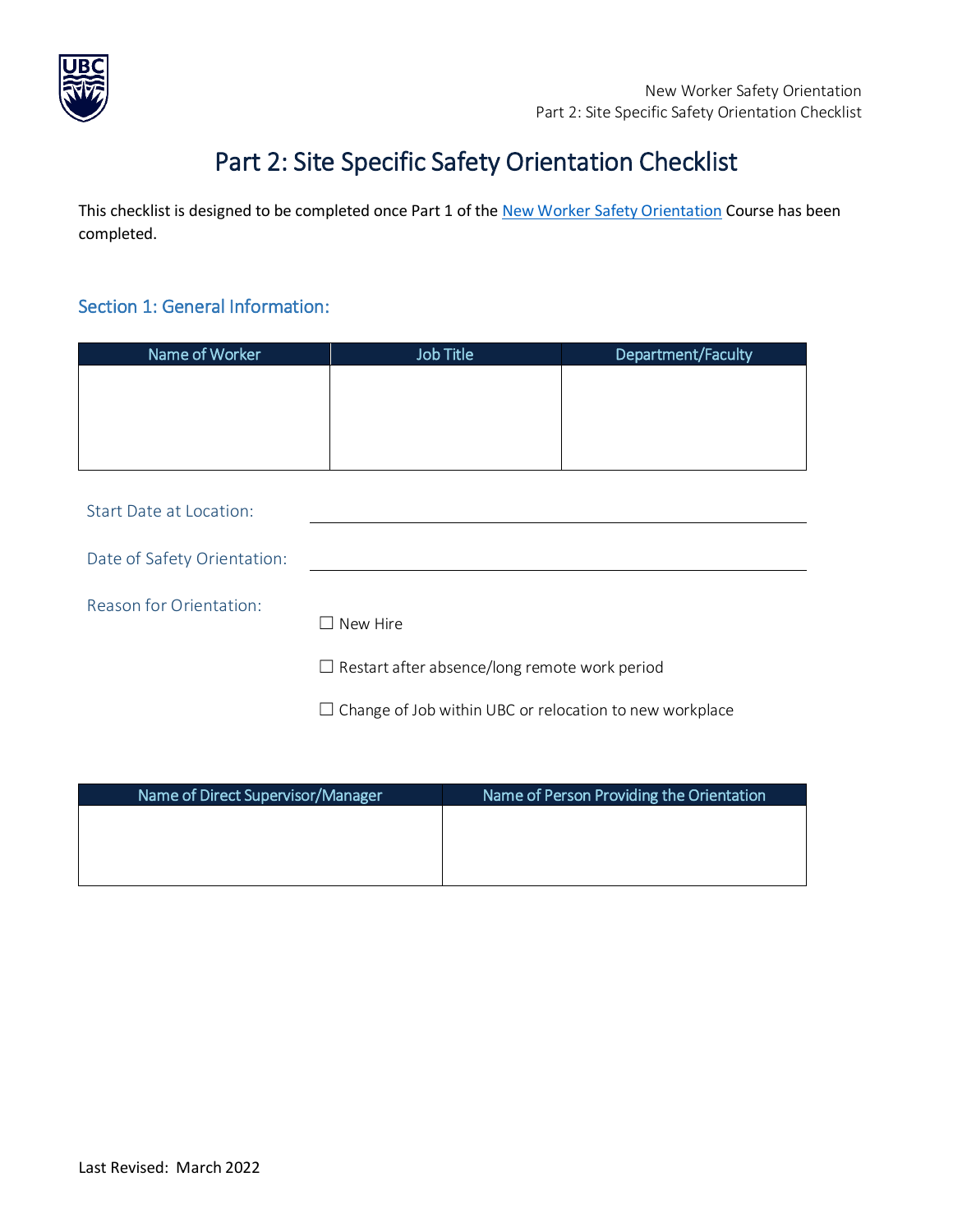# Part 2: Site Specific Safety Orientation Checklist

This checklist is designed to be completed once Part 1 of the New Worker Safety Orientation Course has been completed.

## Section 1: General Information:

| Name of Worker | Job Title | Department/Faculty |
|---|---|---|
| | | |

Start Date at Location: ______________________________

Date of Safety Orientation: ______________________________

Reason for Orientation:

☐ New Hire

☐ Restart after absence/long remote work period

☐ Change of Job within UBC or relocation to new workplace

| Name of Direct Supervisor/Manager | Name of Person Providing the Orientation |
|---|---|
| | |

Last Revised: March 2022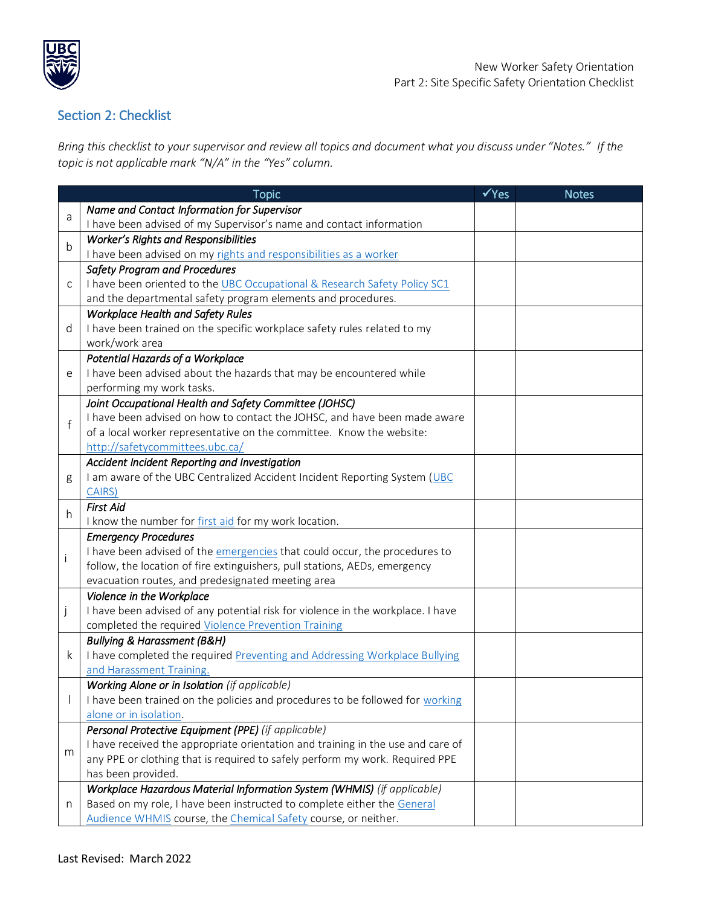## Section 2: Checklist

*Bring this checklist to your supervisor and review all topics and document what you discuss under "Notes." If the topic is not applicable mark "N/A" in the "Yes" column.*

| | Topic | ✓Yes | Notes |
|---|---|---|---|
| a | *Name and Contact Information for Supervisor*<br>I have been advised of my Supervisor's name and contact information | | |
| b | *Worker's Rights and Responsibilities*<br>I have been advised on my rights and responsibilities as a worker | | |
| c | *Safety Program and Procedures*<br>I have been oriented to the UBC Occupational & Research Safety Policy SC1 and the departmental safety program elements and procedures. | | |
| d | *Workplace Health and Safety Rules*<br>I have been trained on the specific workplace safety rules related to my work/work area | | |
| e | *Potential Hazards of a Workplace*<br>I have been advised about the hazards that may be encountered while performing my work tasks. | | |
| f | *Joint Occupational Health and Safety Committee (JOHSC)*<br>I have been advised on how to contact the JOHSC, and have been made aware of a local worker representative on the committee. Know the website: http://safetycommittees.ubc.ca/ | | |
| g | *Accident Incident Reporting and Investigation*<br>I am aware of the UBC Centralized Accident Incident Reporting System (UBC CAIRS) | | |
| h | *First Aid*<br>I know the number for first aid for my work location. | | |
| i | *Emergency Procedures*<br>I have been advised of the emergencies that could occur, the procedures to follow, the location of fire extinguishers, pull stations, AEDs, emergency evacuation routes, and predesignated meeting area | | |
| j | *Violence in the Workplace*<br>I have been advised of any potential risk for violence in the workplace. I have completed the required Violence Prevention Training | | |
| k | *Bullying & Harassment (B&H)*<br>I have completed the required Preventing and Addressing Workplace Bullying and Harassment Training. | | |
| l | *Working Alone or in Isolation* (if applicable)<br>I have been trained on the policies and procedures to be followed for working alone or in isolation. | | |
| m | *Personal Protective Equipment (PPE)* (if applicable)<br>I have received the appropriate orientation and training in the use and care of any PPE or clothing that is required to safely perform my work. Required PPE has been provided. | | |
| n | *Workplace Hazardous Material Information System (WHMIS)* (if applicable)<br>Based on my role, I have been instructed to complete either the General Audience WHMIS course, the Chemical Safety course, or neither. | | |

Last Revised: March 2022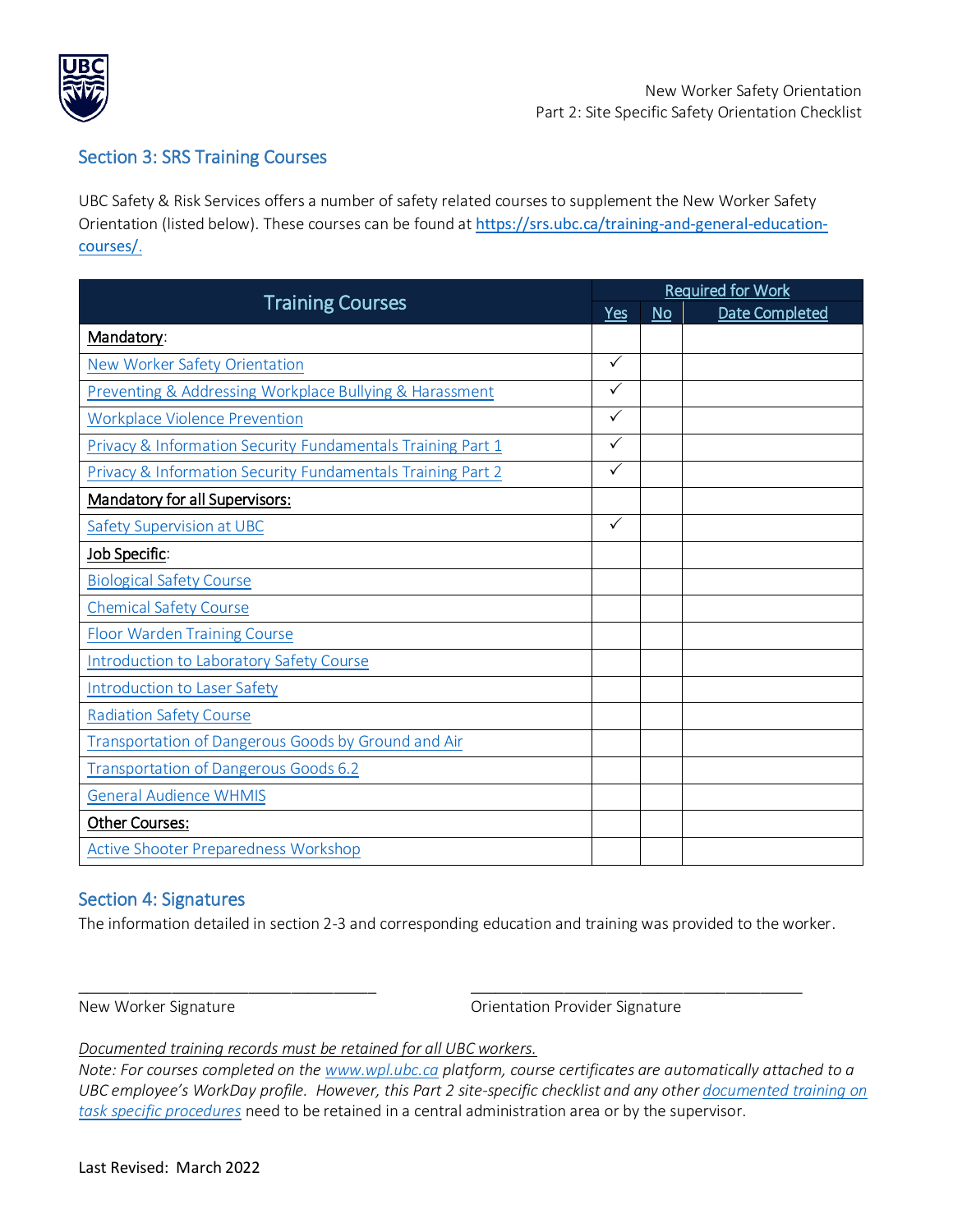## Section 3: SRS Training Courses

UBC Safety & Risk Services offers a number of safety related courses to supplement the New Worker Safety Orientation (listed below). These courses can be found at https://srs.ubc.ca/training-and-general-education-courses/.

| Training Courses | Required for Work | | |
|---|---|---|---|
| | Yes | No | Date Completed |
| **Mandatory**: | | | |
| New Worker Safety Orientation | ✓ | | |
| Preventing & Addressing Workplace Bullying & Harassment | ✓ | | |
| Workplace Violence Prevention | ✓ | | |
| Privacy & Information Security Fundamentals Training Part 1 | ✓ | | |
| Privacy & Information Security Fundamentals Training Part 2 | ✓ | | |
| **Mandatory for all Supervisors:** | | | |
| Safety Supervision at UBC | ✓ | | |
| **Job Specific**: | | | |
| Biological Safety Course | | | |
| Chemical Safety Course | | | |
| Floor Warden Training Course | | | |
| Introduction to Laboratory Safety Course | | | |
| Introduction to Laser Safety | | | |
| Radiation Safety Course | | | |
| Transportation of Dangerous Goods by Ground and Air | | | |
| Transportation of Dangerous Goods 6.2 | | | |
| General Audience WHMIS | | | |
| **Other Courses:** | | | |
| Active Shooter Preparedness Workshop | | | |

## Section 4: Signatures

The information detailed in section 2-3 and corresponding education and training was provided to the worker.

\_\_\_\_\_\_\_\_\_\_\_\_\_\_\_\_\_\_\_\_\_\_\_\_\_\_\_\_\_\_\_\_\_\_ New Worker Signature

\_\_\_\_\_\_\_\_\_\_\_\_\_\_\_\_\_\_\_\_\_\_\_\_\_\_\_\_\_\_\_\_\_\_ Orientation Provider Signature

*Documented training records must be retained for all UBC workers.*

*Note: For courses completed on the www.wpl.ubc.ca platform, course certificates are automatically attached to a UBC employee's WorkDay profile. However, this Part 2 site-specific checklist and any other documented training on task specific procedures* need to be retained in a central administration area or by the supervisor.

Last Revised: March 2022